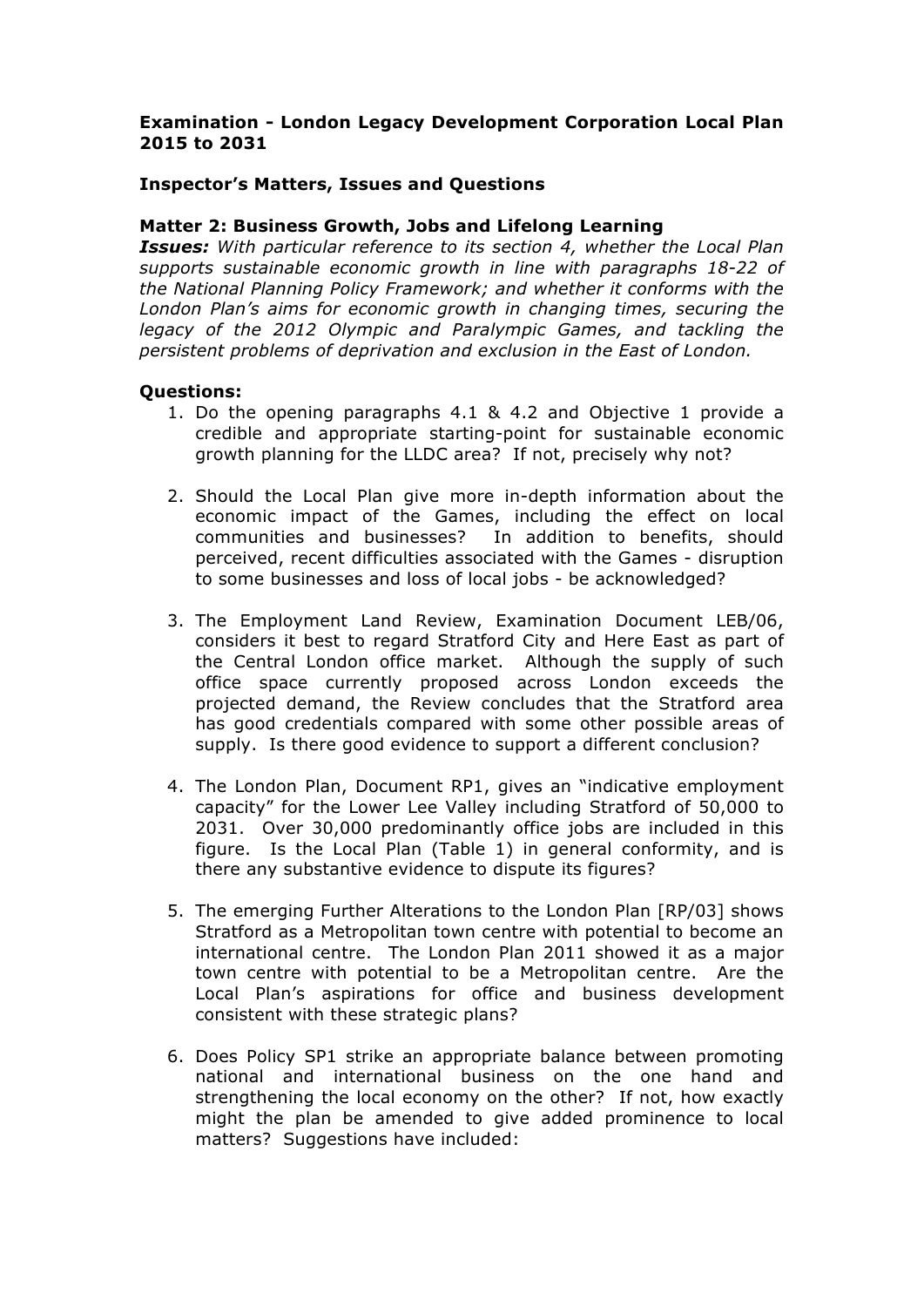**Examination - London Legacy Development Corporation Local Plan 2015 to 2031**

**Inspector's Matters, Issues and Questions**

**Matter 2: Business Growth, Jobs and Lifelong Learning**

***Issues:*** *With particular reference to its section 4, whether the Local Plan supports sustainable economic growth in line with paragraphs 18-22 of the National Planning Policy Framework; and whether it conforms with the London Plan's aims for economic growth in changing times, securing the legacy of the 2012 Olympic and Paralympic Games, and tackling the persistent problems of deprivation and exclusion in the East of London.*

**Questions:**

1. Do the opening paragraphs 4.1 & 4.2 and Objective 1 provide a credible and appropriate starting-point for sustainable economic growth planning for the LLDC area? If not, precisely why not?

2. Should the Local Plan give more in-depth information about the economic impact of the Games, including the effect on local communities and businesses? In addition to benefits, should perceived, recent difficulties associated with the Games - disruption to some businesses and loss of local jobs - be acknowledged?

3. The Employment Land Review, Examination Document LEB/06, considers it best to regard Stratford City and Here East as part of the Central London office market. Although the supply of such office space currently proposed across London exceeds the projected demand, the Review concludes that the Stratford area has good credentials compared with some other possible areas of supply. Is there good evidence to support a different conclusion?

4. The London Plan, Document RP1, gives an "indicative employment capacity" for the Lower Lee Valley including Stratford of 50,000 to 2031. Over 30,000 predominantly office jobs are included in this figure. Is the Local Plan (Table 1) in general conformity, and is there any substantive evidence to dispute its figures?

5. The emerging Further Alterations to the London Plan [RP/03] shows Stratford as a Metropolitan town centre with potential to become an international centre. The London Plan 2011 showed it as a major town centre with potential to be a Metropolitan centre. Are the Local Plan's aspirations for office and business development consistent with these strategic plans?

6. Does Policy SP1 strike an appropriate balance between promoting national and international business on the one hand and strengthening the local economy on the other? If not, how exactly might the plan be amended to give added prominence to local matters? Suggestions have included: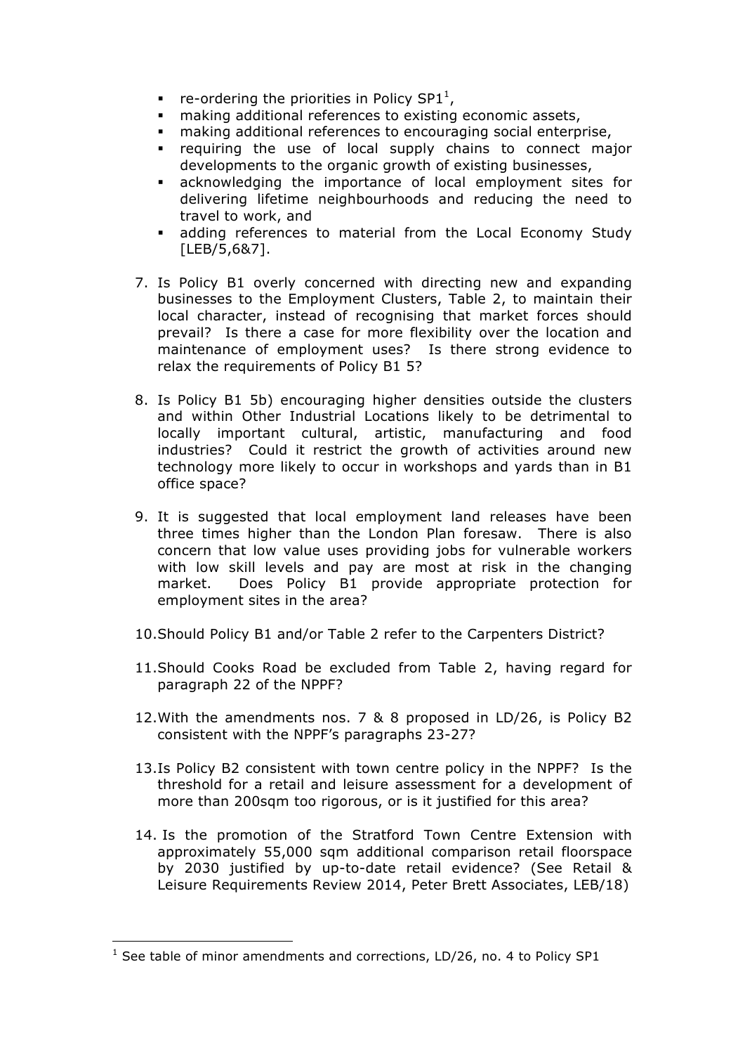- re-ordering the priorities in Policy SP1[1],
- making additional references to existing economic assets,
- making additional references to encouraging social enterprise,
- requiring the use of local supply chains to connect major developments to the organic growth of existing businesses,
- acknowledging the importance of local employment sites for delivering lifetime neighbourhoods and reducing the need to travel to work, and
- adding references to material from the Local Economy Study [LEB/5,6&7].

7. Is Policy B1 overly concerned with directing new and expanding businesses to the Employment Clusters, Table 2, to maintain their local character, instead of recognising that market forces should prevail? Is there a case for more flexibility over the location and maintenance of employment uses? Is there strong evidence to relax the requirements of Policy B1 5?

8. Is Policy B1 5b) encouraging higher densities outside the clusters and within Other Industrial Locations likely to be detrimental to locally important cultural, artistic, manufacturing and food industries? Could it restrict the growth of activities around new technology more likely to occur in workshops and yards than in B1 office space?

9. It is suggested that local employment land releases have been three times higher than the London Plan foresaw. There is also concern that low value uses providing jobs for vulnerable workers with low skill levels and pay are most at risk in the changing market. Does Policy B1 provide appropriate protection for employment sites in the area?

10. Should Policy B1 and/or Table 2 refer to the Carpenters District?

11. Should Cooks Road be excluded from Table 2, having regard for paragraph 22 of the NPPF?

12. With the amendments nos. 7 & 8 proposed in LD/26, is Policy B2 consistent with the NPPF's paragraphs 23-27?

13. Is Policy B2 consistent with town centre policy in the NPPF? Is the threshold for a retail and leisure assessment for a development of more than 200sqm too rigorous, or is it justified for this area?

14. Is the promotion of the Stratford Town Centre Extension with approximately 55,000 sqm additional comparison retail floorspace by 2030 justified by up-to-date retail evidence? (See Retail & Leisure Requirements Review 2014, Peter Brett Associates, LEB/18)

[1] See table of minor amendments and corrections, LD/26, no. 4 to Policy SP1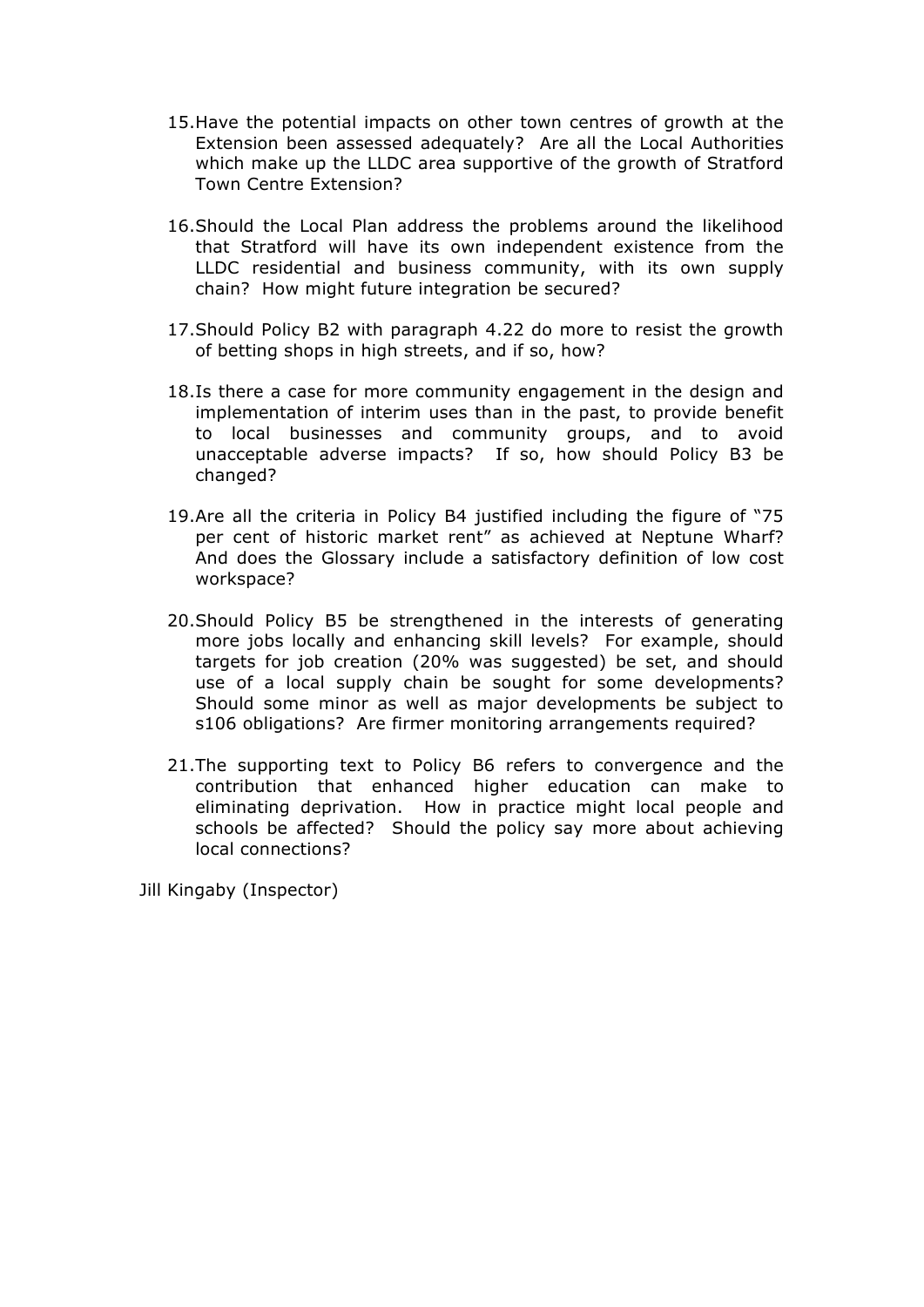15. Have the potential impacts on other town centres of growth at the Extension been assessed adequately? Are all the Local Authorities which make up the LLDC area supportive of the growth of Stratford Town Centre Extension?

16. Should the Local Plan address the problems around the likelihood that Stratford will have its own independent existence from the LLDC residential and business community, with its own supply chain? How might future integration be secured?

17. Should Policy B2 with paragraph 4.22 do more to resist the growth of betting shops in high streets, and if so, how?

18. Is there a case for more community engagement in the design and implementation of interim uses than in the past, to provide benefit to local businesses and community groups, and to avoid unacceptable adverse impacts? If so, how should Policy B3 be changed?

19. Are all the criteria in Policy B4 justified including the figure of "75 per cent of historic market rent" as achieved at Neptune Wharf? And does the Glossary include a satisfactory definition of low cost workspace?

20. Should Policy B5 be strengthened in the interests of generating more jobs locally and enhancing skill levels? For example, should targets for job creation (20% was suggested) be set, and should use of a local supply chain be sought for some developments? Should some minor as well as major developments be subject to s106 obligations? Are firmer monitoring arrangements required?

21. The supporting text to Policy B6 refers to convergence and the contribution that enhanced higher education can make to eliminating deprivation. How in practice might local people and schools be affected? Should the policy say more about achieving local connections?

Jill Kingaby (Inspector)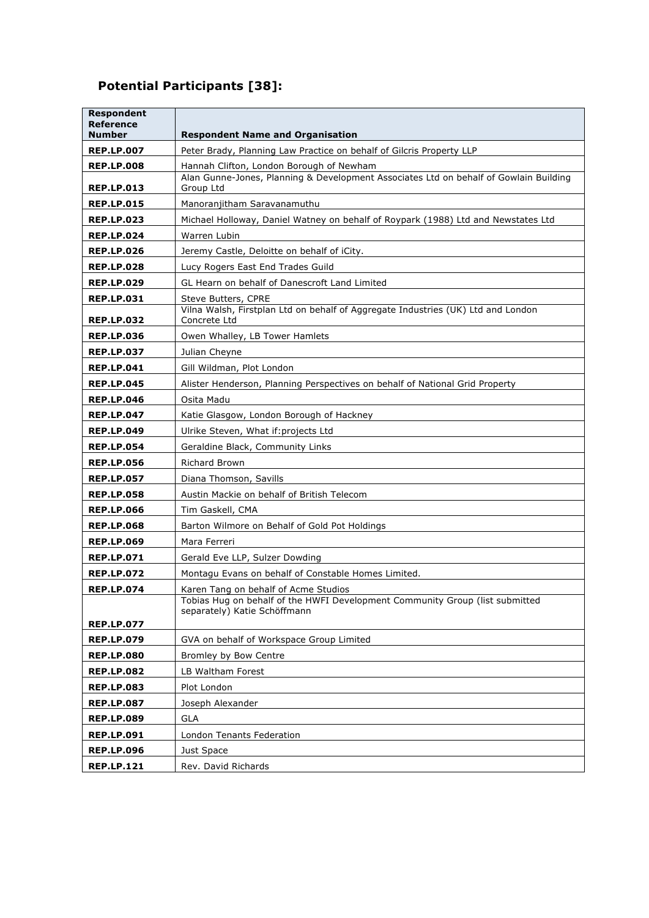## Potential Participants [38]:

| Respondent Reference Number | Respondent Name and Organisation |
|---|---|
| **REP.LP.007** | Peter Brady, Planning Law Practice on behalf of Gilcris Property LLP |
| **REP.LP.008** | Hannah Clifton, London Borough of Newham |
| **REP.LP.013** | Alan Gunne-Jones, Planning & Development Associates Ltd on behalf of Gowlain Building Group Ltd |
| **REP.LP.015** | Manoranjitham Saravanamuthu |
| **REP.LP.023** | Michael Holloway, Daniel Watney on behalf of Roypark (1988) Ltd and Newstates Ltd |
| **REP.LP.024** | Warren Lubin |
| **REP.LP.026** | Jeremy Castle, Deloitte on behalf of iCity. |
| **REP.LP.028** | Lucy Rogers East End Trades Guild |
| **REP.LP.029** | GL Hearn on behalf of Danescroft Land Limited |
| **REP.LP.031** | Steve Butters, CPRE |
| **REP.LP.032** | Vilna Walsh, Firstplan Ltd on behalf of Aggregate Industries (UK) Ltd and London Concrete Ltd |
| **REP.LP.036** | Owen Whalley, LB Tower Hamlets |
| **REP.LP.037** | Julian Cheyne |
| **REP.LP.041** | Gill Wildman, Plot London |
| **REP.LP.045** | Alister Henderson, Planning Perspectives on behalf of National Grid Property |
| **REP.LP.046** | Osita Madu |
| **REP.LP.047** | Katie Glasgow, London Borough of Hackney |
| **REP.LP.049** | Ulrike Steven, What if:projects Ltd |
| **REP.LP.054** | Geraldine Black, Community Links |
| **REP.LP.056** | Richard Brown |
| **REP.LP.057** | Diana Thomson, Savills |
| **REP.LP.058** | Austin Mackie on behalf of British Telecom |
| **REP.LP.066** | Tim Gaskell, CMA |
| **REP.LP.068** | Barton Wilmore on Behalf of Gold Pot Holdings |
| **REP.LP.069** | Mara Ferreri |
| **REP.LP.071** | Gerald Eve LLP, Sulzer Dowding |
| **REP.LP.072** | Montagu Evans on behalf of Constable Homes Limited. |
| **REP.LP.074** | Karen Tang on behalf of Acme Studios |
| **REP.LP.077** | Tobias Hug on behalf of the HWFI Development Community Group (list submitted separately) Katie Schöffmann |
| **REP.LP.079** | GVA on behalf of Workspace Group Limited |
| **REP.LP.080** | Bromley by Bow Centre |
| **REP.LP.082** | LB Waltham Forest |
| **REP.LP.083** | Plot London |
| **REP.LP.087** | Joseph Alexander |
| **REP.LP.089** | GLA |
| **REP.LP.091** | London Tenants Federation |
| **REP.LP.096** | Just Space |
| **REP.LP.121** | Rev. David Richards |